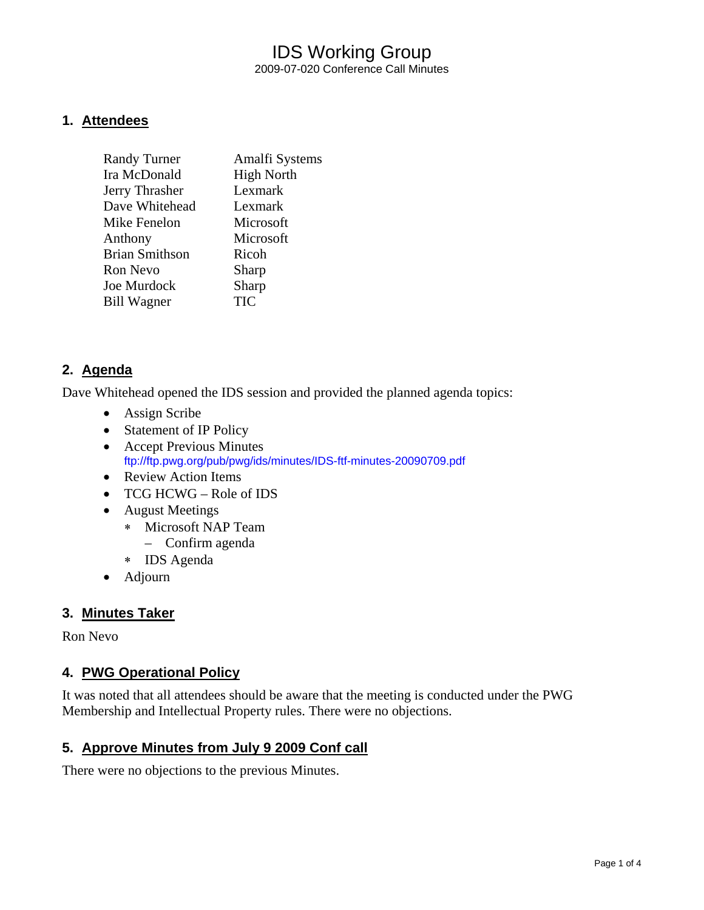# IDS Working Group

2009-07-020 Conference Call Minutes

## 1. Attendees

| | |
|---|---|
| Randy Turner | Amalfi Systems |
| Ira McDonald | High North |
| Jerry Thrasher | Lexmark |
| Dave Whitehead | Lexmark |
| Mike Fenelon | Microsoft |
| Anthony | Microsoft |
| Brian Smithson | Ricoh |
| Ron Nevo | Sharp |
| Joe Murdock | Sharp |
| Bill Wagner | TIC |

## 2. Agenda

Dave Whitehead opened the IDS session and provided the planned agenda topics:

- Assign Scribe
- Statement of IP Policy
- Accept Previous Minutes
  ftp://ftp.pwg.org/pub/pwg/ids/minutes/IDS-ftf-minutes-20090709.pdf
- Review Action Items
- TCG HCWG – Role of IDS
- August Meetings
  - Microsoft NAP Team
    - Confirm agenda
  - IDS Agenda
- Adjourn

## 3. Minutes Taker

Ron Nevo

## 4. PWG Operational Policy

It was noted that all attendees should be aware that the meeting is conducted under the PWG Membership and Intellectual Property rules. There were no objections.

## 5. Approve Minutes from July 9 2009 Conf call

There were no objections to the previous Minutes.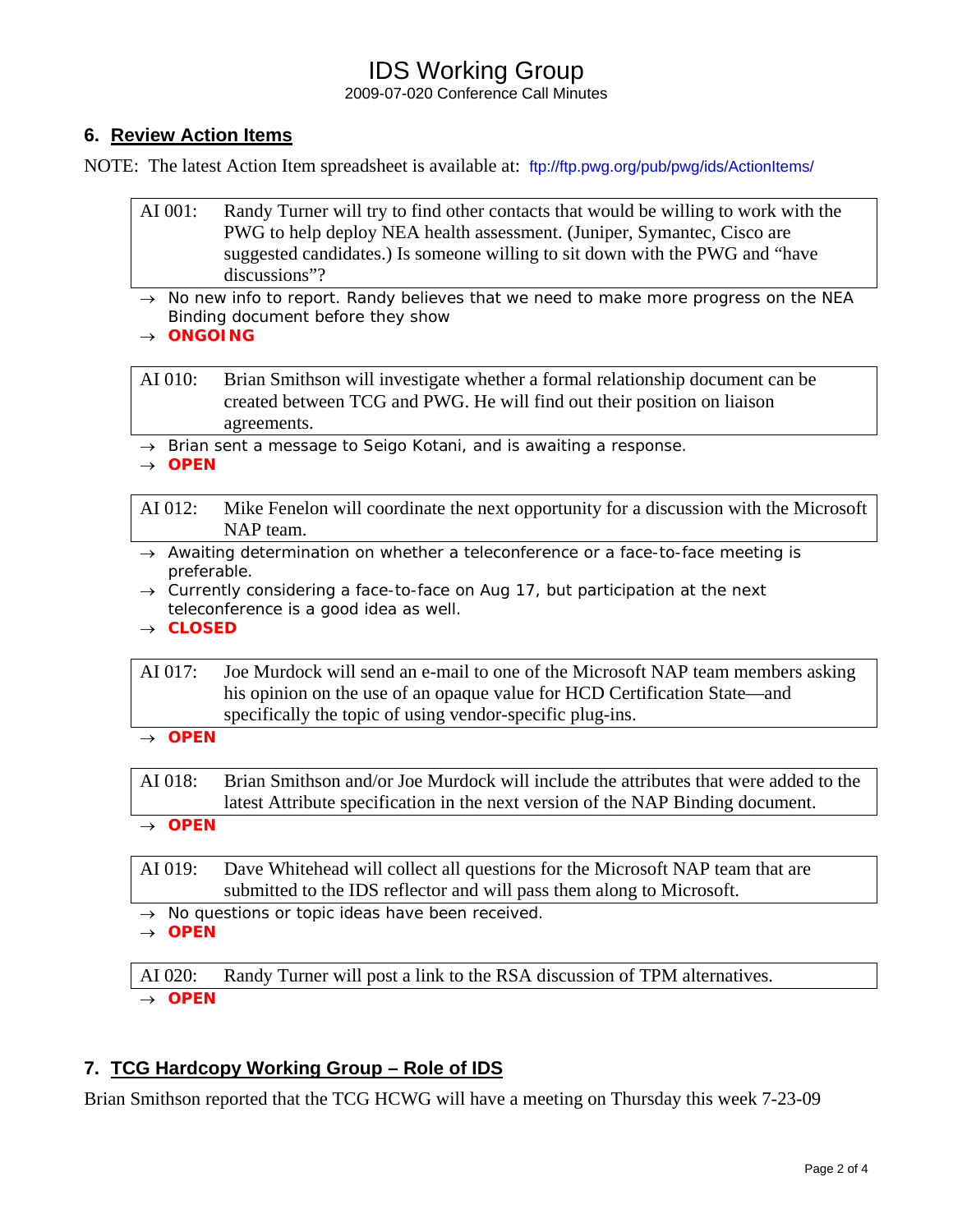## 6. Review Action Items

NOTE: The latest Action Item spreadsheet is available at: ftp://ftp.pwg.org/pub/pwg/ids/ActionItems/

| AI 001: | Randy Turner will try to find other contacts that would be willing to work with the PWG to help deploy NEA health assessment. (Juniper, Symantec, Cisco are suggested candidates.) Is someone willing to sit down with the PWG and "have discussions"? |
|---|---|

- → No new info to report. Randy believes that we need to make more progress on the NEA Binding document before they show
- → **ONGOING**

| AI 010: | Brian Smithson will investigate whether a formal relationship document can be created between TCG and PWG. He will find out their position on liaison agreements. |
|---|---|

- → Brian sent a message to Seigo Kotani, and is awaiting a response.
- → **OPEN**

| AI 012: | Mike Fenelon will coordinate the next opportunity for a discussion with the Microsoft NAP team. |
|---|---|

- → Awaiting determination on whether a teleconference or a face-to-face meeting is preferable.
- → Currently considering a face-to-face on Aug 17, but participation at the next teleconference is a good idea as well.
- → **CLOSED**

| AI 017: | Joe Murdock will send an e-mail to one of the Microsoft NAP team members asking his opinion on the use of an opaque value for HCD Certification State—and specifically the topic of using vendor-specific plug-ins. |
|---|---|

- → **OPEN**

| AI 018: | Brian Smithson and/or Joe Murdock will include the attributes that were added to the latest Attribute specification in the next version of the NAP Binding document. |
|---|---|

- → **OPEN**

| AI 019: | Dave Whitehead will collect all questions for the Microsoft NAP team that are submitted to the IDS reflector and will pass them along to Microsoft. |
|---|---|

- → No questions or topic ideas have been received.
- → **OPEN**

| AI 020: | Randy Turner will post a link to the RSA discussion of TPM alternatives. |
|---|---|

- → **OPEN**

## 7. TCG Hardcopy Working Group – Role of IDS

Brian Smithson reported that the TCG HCWG will have a meeting on Thursday this week 7-23-09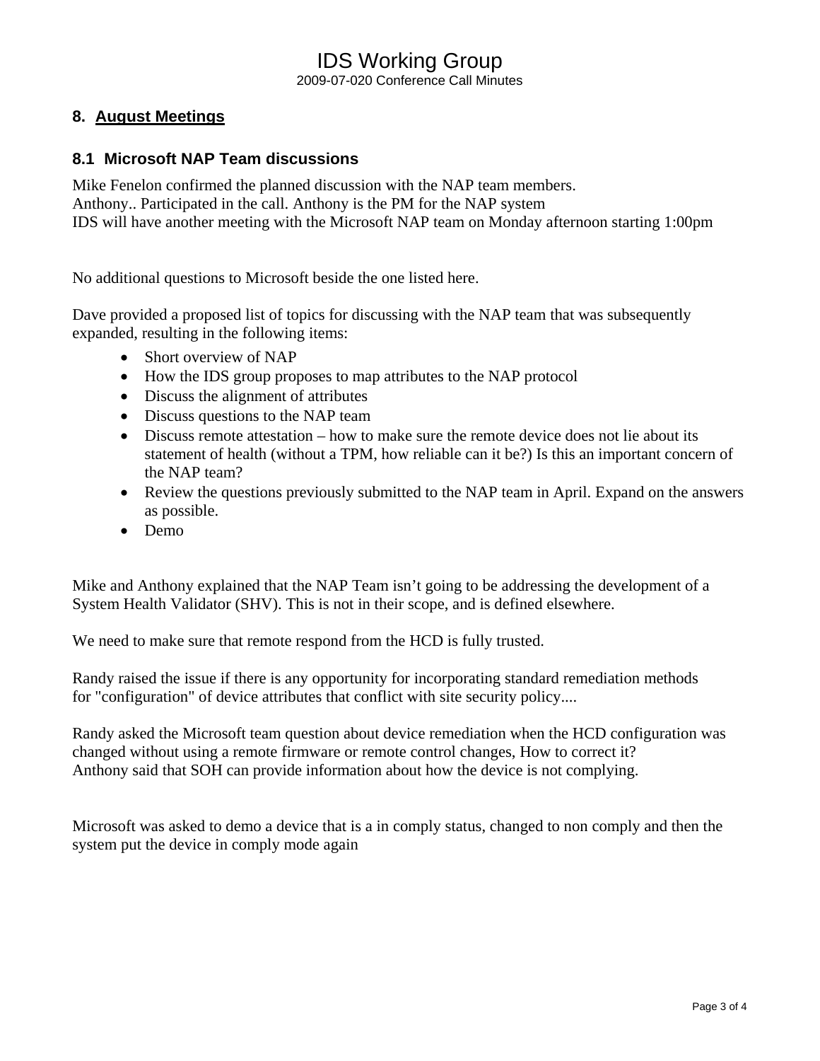## 8. August Meetings

### 8.1 Microsoft NAP Team discussions

Mike Fenelon confirmed the planned discussion with the NAP team members.
Anthony.. Participated in the call. Anthony is the PM for the NAP system
IDS will have another meeting with the Microsoft NAP team on Monday afternoon starting 1:00pm

No additional questions to Microsoft beside the one listed here.

Dave provided a proposed list of topics for discussing with the NAP team that was subsequently expanded, resulting in the following items:

- Short overview of NAP
- How the IDS group proposes to map attributes to the NAP protocol
- Discuss the alignment of attributes
- Discuss questions to the NAP team
- Discuss remote attestation – how to make sure the remote device does not lie about its statement of health (without a TPM, how reliable can it be?) Is this an important concern of the NAP team?
- Review the questions previously submitted to the NAP team in April. Expand on the answers as possible.
- Demo

Mike and Anthony explained that the NAP Team isn't going to be addressing the development of a System Health Validator (SHV). This is not in their scope, and is defined elsewhere.

We need to make sure that remote respond from the HCD is fully trusted.

Randy raised the issue if there is any opportunity for incorporating standard remediation methods for "configuration" of device attributes that conflict with site security policy....

Randy asked the Microsoft team question about device remediation when the HCD configuration was changed without using a remote firmware or remote control changes, How to correct it?
Anthony said that SOH can provide information about how the device is not complying.

Microsoft was asked to demo a device that is a in comply status, changed to non comply and then the system put the device in comply mode again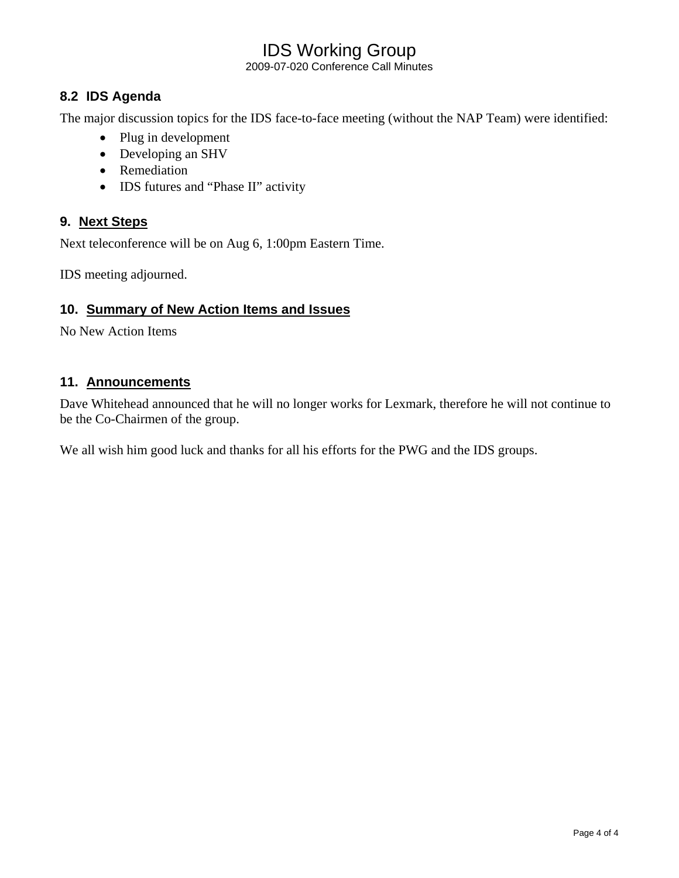## 8.2 IDS Agenda

The major discussion topics for the IDS face-to-face meeting (without the NAP Team) were identified:

- Plug in development
- Developing an SHV
- Remediation
- IDS futures and “Phase II” activity

## 9. Next Steps

Next teleconference will be on Aug 6, 1:00pm Eastern Time.

IDS meeting adjourned.

## 10. Summary of New Action Items and Issues

No New Action Items

## 11. Announcements

Dave Whitehead announced that he will no longer works for Lexmark, therefore he will not continue to be the Co-Chairmen of the group.

We all wish him good luck and thanks for all his efforts for the PWG and the IDS groups.